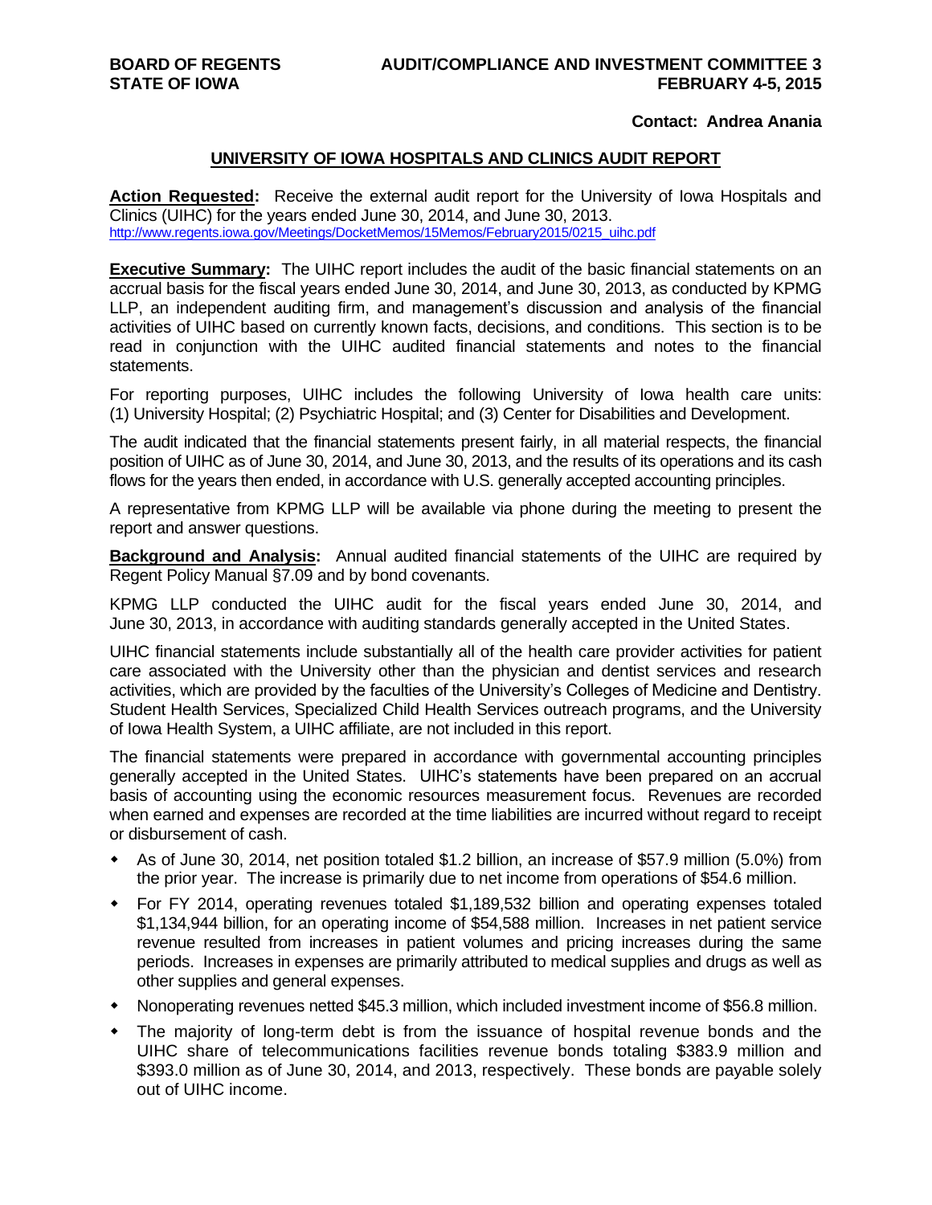**BOARD OF REGENTS**
**STATE OF IOWA**

**AUDIT/COMPLIANCE AND INVESTMENT COMMITTEE 3**
**FEBRUARY 4-5, 2015**

**Contact: Andrea Anania**

## UNIVERSITY OF IOWA HOSPITALS AND CLINICS AUDIT REPORT

**Action Requested:** Receive the external audit report for the University of Iowa Hospitals and Clinics (UIHC) for the years ended June 30, 2014, and June 30, 2013.
http://www.regents.iowa.gov/Meetings/DocketMemos/15Memos/February2015/0215_uihc.pdf

**Executive Summary:** The UIHC report includes the audit of the basic financial statements on an accrual basis for the fiscal years ended June 30, 2014, and June 30, 2013, as conducted by KPMG LLP, an independent auditing firm, and management's discussion and analysis of the financial activities of UIHC based on currently known facts, decisions, and conditions. This section is to be read in conjunction with the UIHC audited financial statements and notes to the financial statements.

For reporting purposes, UIHC includes the following University of Iowa health care units: (1) University Hospital; (2) Psychiatric Hospital; and (3) Center for Disabilities and Development.

The audit indicated that the financial statements present fairly, in all material respects, the financial position of UIHC as of June 30, 2014, and June 30, 2013, and the results of its operations and its cash flows for the years then ended, in accordance with U.S. generally accepted accounting principles.

A representative from KPMG LLP will be available via phone during the meeting to present the report and answer questions.

**Background and Analysis:** Annual audited financial statements of the UIHC are required by Regent Policy Manual §7.09 and by bond covenants.

KPMG LLP conducted the UIHC audit for the fiscal years ended June 30, 2014, and June 30, 2013, in accordance with auditing standards generally accepted in the United States.

UIHC financial statements include substantially all of the health care provider activities for patient care associated with the University other than the physician and dentist services and research activities, which are provided by the faculties of the University's Colleges of Medicine and Dentistry. Student Health Services, Specialized Child Health Services outreach programs, and the University of Iowa Health System, a UIHC affiliate, are not included in this report.

The financial statements were prepared in accordance with governmental accounting principles generally accepted in the United States. UIHC's statements have been prepared on an accrual basis of accounting using the economic resources measurement focus. Revenues are recorded when earned and expenses are recorded at the time liabilities are incurred without regard to receipt or disbursement of cash.

- As of June 30, 2014, net position totaled $1.2 billion, an increase of $57.9 million (5.0%) from the prior year. The increase is primarily due to net income from operations of $54.6 million.
- For FY 2014, operating revenues totaled $1,189,532 billion and operating expenses totaled $1,134,944 billion, for an operating income of $54,588 million. Increases in net patient service revenue resulted from increases in patient volumes and pricing increases during the same periods. Increases in expenses are primarily attributed to medical supplies and drugs as well as other supplies and general expenses.
- Nonoperating revenues netted $45.3 million, which included investment income of $56.8 million.
- The majority of long-term debt is from the issuance of hospital revenue bonds and the UIHC share of telecommunications facilities revenue bonds totaling $383.9 million and $393.0 million as of June 30, 2014, and 2013, respectively. These bonds are payable solely out of UIHC income.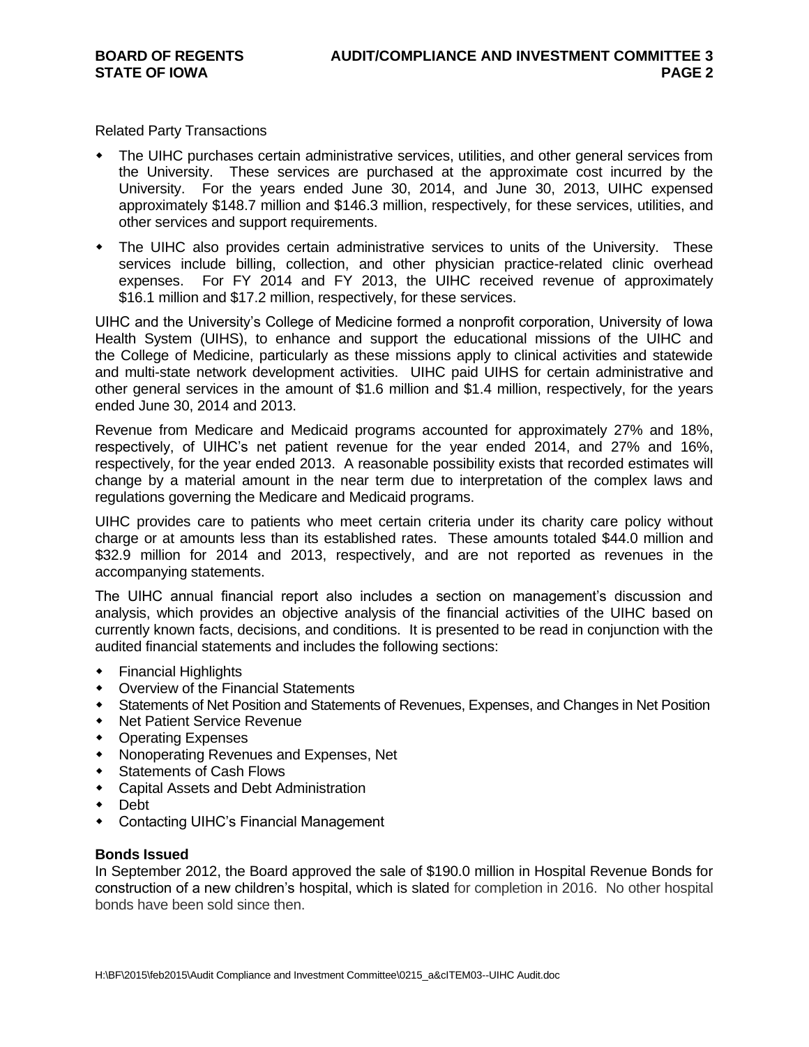Related Party Transactions

- The UIHC purchases certain administrative services, utilities, and other general services from the University. These services are purchased at the approximate cost incurred by the University. For the years ended June 30, 2014, and June 30, 2013, UIHC expensed approximately $148.7 million and $146.3 million, respectively, for these services, utilities, and other services and support requirements.
- The UIHC also provides certain administrative services to units of the University. These services include billing, collection, and other physician practice-related clinic overhead expenses. For FY 2014 and FY 2013, the UIHC received revenue of approximately $16.1 million and $17.2 million, respectively, for these services.

UIHC and the University's College of Medicine formed a nonprofit corporation, University of Iowa Health System (UIHS), to enhance and support the educational missions of the UIHC and the College of Medicine, particularly as these missions apply to clinical activities and statewide and multi-state network development activities. UIHC paid UIHS for certain administrative and other general services in the amount of $1.6 million and $1.4 million, respectively, for the years ended June 30, 2014 and 2013.

Revenue from Medicare and Medicaid programs accounted for approximately 27% and 18%, respectively, of UIHC's net patient revenue for the year ended 2014, and 27% and 16%, respectively, for the year ended 2013. A reasonable possibility exists that recorded estimates will change by a material amount in the near term due to interpretation of the complex laws and regulations governing the Medicare and Medicaid programs.

UIHC provides care to patients who meet certain criteria under its charity care policy without charge or at amounts less than its established rates. These amounts totaled $44.0 million and $32.9 million for 2014 and 2013, respectively, and are not reported as revenues in the accompanying statements.

The UIHC annual financial report also includes a section on management's discussion and analysis, which provides an objective analysis of the financial activities of the UIHC based on currently known facts, decisions, and conditions. It is presented to be read in conjunction with the audited financial statements and includes the following sections:

- Financial Highlights
- Overview of the Financial Statements
- Statements of Net Position and Statements of Revenues, Expenses, and Changes in Net Position
- Net Patient Service Revenue
- Operating Expenses
- Nonoperating Revenues and Expenses, Net
- Statements of Cash Flows
- Capital Assets and Debt Administration
- Debt
- Contacting UIHC's Financial Management

**Bonds Issued**

In September 2012, the Board approved the sale of $190.0 million in Hospital Revenue Bonds for construction of a new children's hospital, which is slated for completion in 2016. No other hospital bonds have been sold since then.

H:\BF\2015\feb2015\Audit Compliance and Investment Committee\0215_a&cITEM03--UIHC Audit.doc